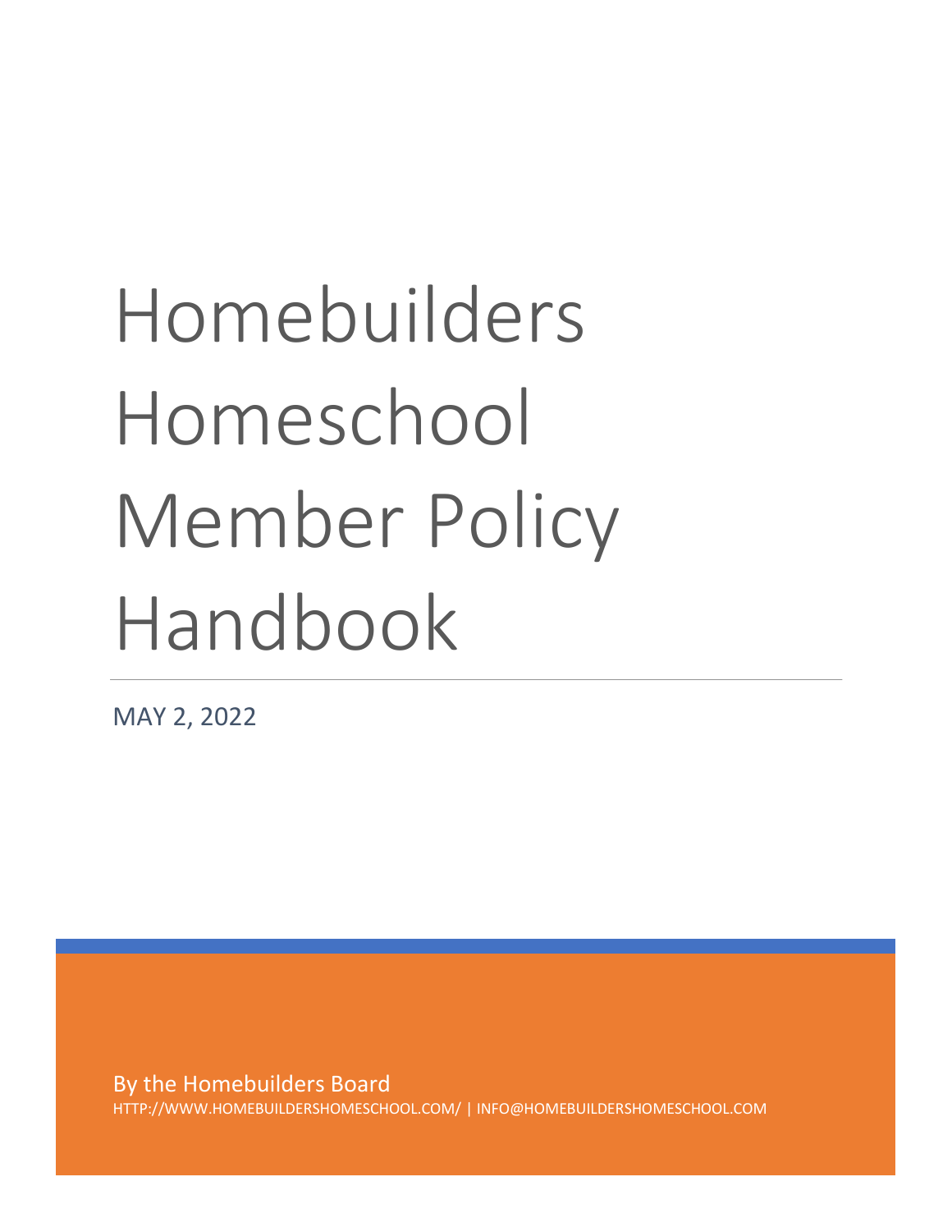# Homebuilders Homeschool Member Policy Handbook

MAY 2, 2022

By the Homebuilders Board

HTTP://WWW.HOMEBUILDERSHOMESCHOOL.COM/ | INFO@HOMEBUILDERSHOMESCHOOL.COM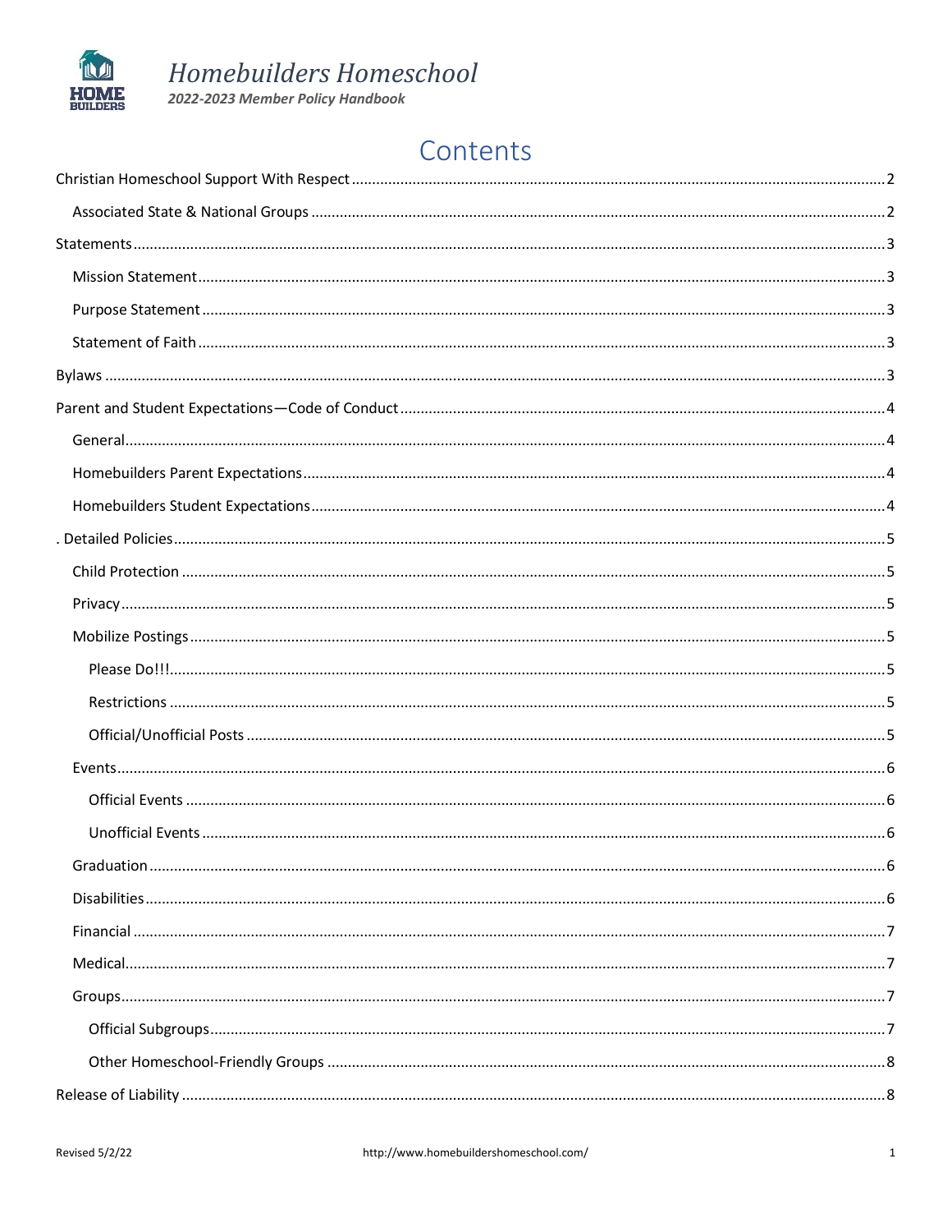# Contents

- Christian Homeschool Support With Respect ........ 2
  - Associated State & National Groups ........ 2
- Statements ........ 3
  - Mission Statement ........ 3
  - Purpose Statement ........ 3
  - Statement of Faith ........ 3
- Bylaws ........ 3
- Parent and Student Expectations—Code of Conduct ........ 4
  - General ........ 4
  - Homebuilders Parent Expectations ........ 4
  - Homebuilders Student Expectations ........ 4
- . Detailed Policies ........ 5
  - Child Protection ........ 5
  - Privacy ........ 5
  - Mobilize Postings ........ 5
    - Please Do!!! ........ 5
    - Restrictions ........ 5
    - Official/Unofficial Posts ........ 5
  - Events ........ 6
    - Official Events ........ 6
    - Unofficial Events ........ 6
  - Graduation ........ 6
  - Disabilities ........ 6
  - Financial ........ 7
  - Medical ........ 7
  - Groups ........ 7
    - Official Subgroups ........ 7
    - Other Homeschool-Friendly Groups ........ 8
- Release of Liability ........ 8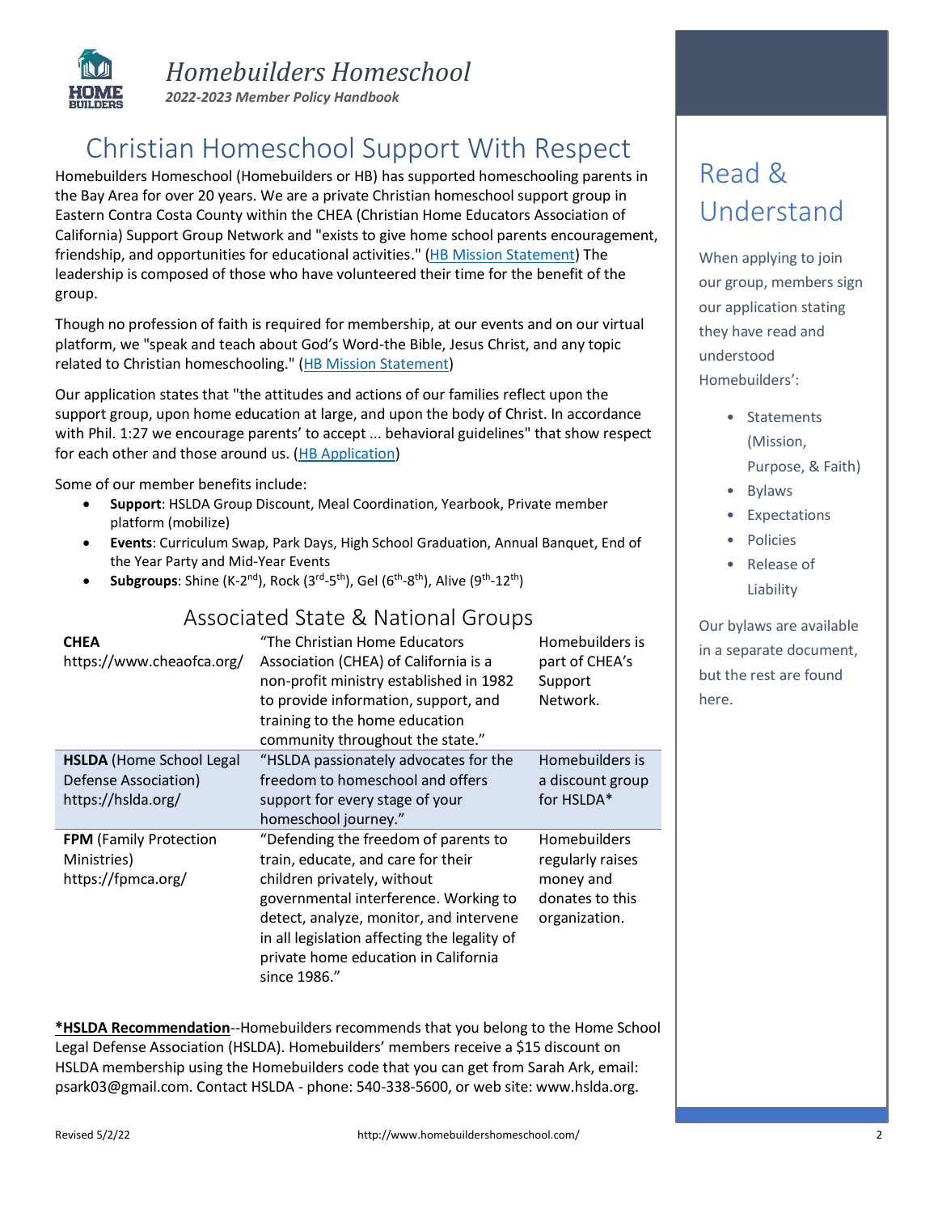# Homebuilders Homeschool

*2022-2023 Member Policy Handbook*

## Christian Homeschool Support With Respect

Homebuilders Homeschool (Homebuilders or HB) has supported homeschooling parents in the Bay Area for over 20 years. We are a private Christian homeschool support group in Eastern Contra Costa County within the CHEA (Christian Home Educators Association of California) Support Group Network and "exists to give home school parents encouragement, friendship, and opportunities for educational activities." (HB Mission Statement) The leadership is composed of those who have volunteered their time for the benefit of the group.

Though no profession of faith is required for membership, at our events and on our virtual platform, we "speak and teach about God's Word-the Bible, Jesus Christ, and any topic related to Christian homeschooling." (HB Mission Statement)

Our application states that "the attitudes and actions of our families reflect upon the support group, upon home education at large, and upon the body of Christ. In accordance with Phil. 1:27 we encourage parents' to accept ... behavioral guidelines" that show respect for each other and those around us. (HB Application)

Some of our member benefits include:

- **Support**: HSLDA Group Discount, Meal Coordination, Yearbook, Private member platform (mobilize)
- **Events**: Curriculum Swap, Park Days, High School Graduation, Annual Banquet, End of the Year Party and Mid-Year Events
- **Subgroups**: Shine (K-2nd), Rock (3rd-5th), Gel (6th-8th), Alive (9th-12th)

## Associated State & National Groups

| Group | Description | Relationship |
|---|---|---|
| **CHEA** https://www.cheaofca.org/ | "The Christian Home Educators Association (CHEA) of California is a non-profit ministry established in 1982 to provide information, support, and training to the home education community throughout the state." | Homebuilders is part of CHEA's Support Network. |
| **HSLDA** (Home School Legal Defense Association) https://hslda.org/ | "HSLDA passionately advocates for the freedom to homeschool and offers support for every stage of your homeschool journey." | Homebuilders is a discount group for HSLDA* |
| **FPM** (Family Protection Ministries) https://fpmca.org/ | "Defending the freedom of parents to train, educate, and care for their children privately, without governmental interference. Working to detect, analyze, monitor, and intervene in all legislation affecting the legality of private home education in California since 1986." | Homebuilders regularly raises money and donates to this organization. |

**\*HSLDA Recommendation**--Homebuilders recommends that you belong to the Home School Legal Defense Association (HSLDA). Homebuilders' members receive a $15 discount on HSLDA membership using the Homebuilders code that you can get from Sarah Ark, email: psark03@gmail.com. Contact HSLDA - phone: 540-338-5600, or web site: www.hslda.org.

## Read & Understand

When applying to join our group, members sign our application stating they have read and understood Homebuilders':

- Statements (Mission, Purpose, & Faith)
- Bylaws
- Expectations
- Policies
- Release of Liability

Our bylaws are available in a separate document, but the rest are found here.

Revised 5/2/22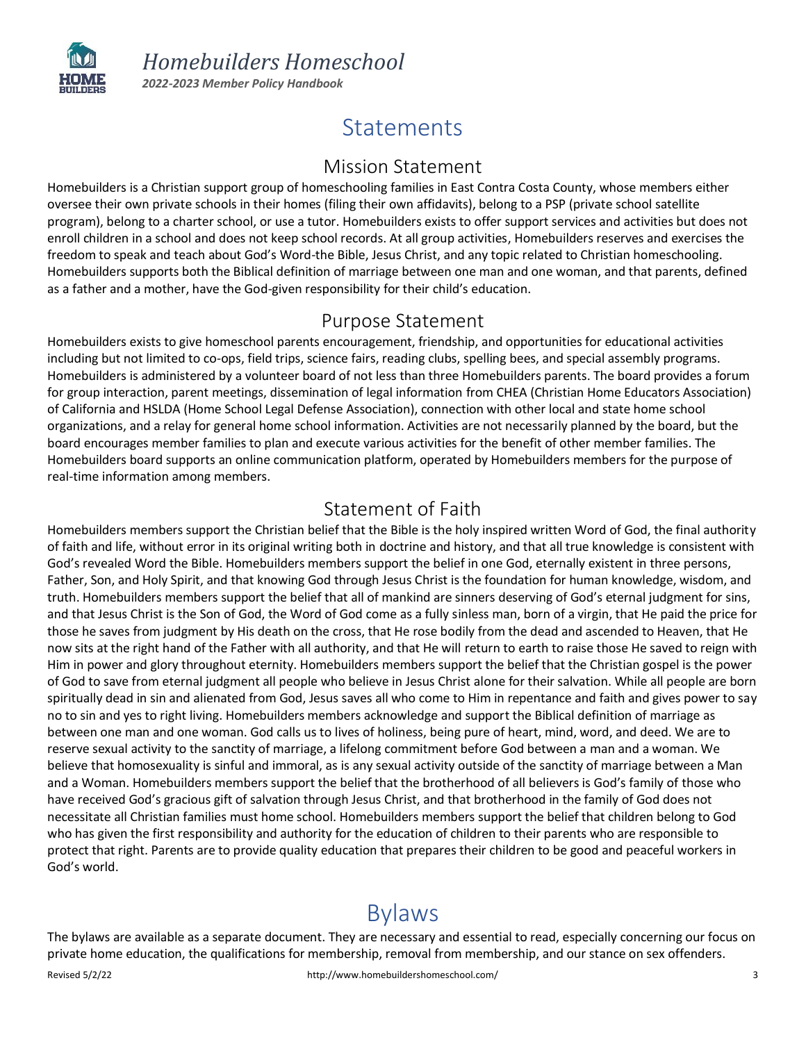# Statements

## Mission Statement

Homebuilders is a Christian support group of homeschooling families in East Contra Costa County, whose members either oversee their own private schools in their homes (filing their own affidavits), belong to a PSP (private school satellite program), belong to a charter school, or use a tutor. Homebuilders exists to offer support services and activities but does not enroll children in a school and does not keep school records. At all group activities, Homebuilders reserves and exercises the freedom to speak and teach about God's Word-the Bible, Jesus Christ, and any topic related to Christian homeschooling. Homebuilders supports both the Biblical definition of marriage between one man and one woman, and that parents, defined as a father and a mother, have the God-given responsibility for their child's education.

## Purpose Statement

Homebuilders exists to give homeschool parents encouragement, friendship, and opportunities for educational activities including but not limited to co-ops, field trips, science fairs, reading clubs, spelling bees, and special assembly programs. Homebuilders is administered by a volunteer board of not less than three Homebuilders parents. The board provides a forum for group interaction, parent meetings, dissemination of legal information from CHEA (Christian Home Educators Association) of California and HSLDA (Home School Legal Defense Association), connection with other local and state home school organizations, and a relay for general home school information. Activities are not necessarily planned by the board, but the board encourages member families to plan and execute various activities for the benefit of other member families. The Homebuilders board supports an online communication platform, operated by Homebuilders members for the purpose of real-time information among members.

## Statement of Faith

Homebuilders members support the Christian belief that the Bible is the holy inspired written Word of God, the final authority of faith and life, without error in its original writing both in doctrine and history, and that all true knowledge is consistent with God's revealed Word the Bible. Homebuilders members support the belief in one God, eternally existent in three persons, Father, Son, and Holy Spirit, and that knowing God through Jesus Christ is the foundation for human knowledge, wisdom, and truth. Homebuilders members support the belief that all of mankind are sinners deserving of God's eternal judgment for sins, and that Jesus Christ is the Son of God, the Word of God come as a fully sinless man, born of a virgin, that He paid the price for those he saves from judgment by His death on the cross, that He rose bodily from the dead and ascended to Heaven, that He now sits at the right hand of the Father with all authority, and that He will return to earth to raise those He saved to reign with Him in power and glory throughout eternity. Homebuilders members support the belief that the Christian gospel is the power of God to save from eternal judgment all people who believe in Jesus Christ alone for their salvation. While all people are born spiritually dead in sin and alienated from God, Jesus saves all who come to Him in repentance and faith and gives power to say no to sin and yes to right living. Homebuilders members acknowledge and support the Biblical definition of marriage as between one man and one woman. God calls us to lives of holiness, being pure of heart, mind, word, and deed. We are to reserve sexual activity to the sanctity of marriage, a lifelong commitment before God between a man and a woman. We believe that homosexuality is sinful and immoral, as is any sexual activity outside of the sanctity of marriage between a Man and a Woman. Homebuilders members support the belief that the brotherhood of all believers is God's family of those who have received God's gracious gift of salvation through Jesus Christ, and that brotherhood in the family of God does not necessitate all Christian families must home school. Homebuilders members support the belief that children belong to God who has given the first responsibility and authority for the education of children to their parents who are responsible to protect that right. Parents are to provide quality education that prepares their children to be good and peaceful workers in God's world.

# Bylaws

The bylaws are available as a separate document. They are necessary and essential to read, especially concerning our focus on private home education, the qualifications for membership, removal from membership, and our stance on sex offenders.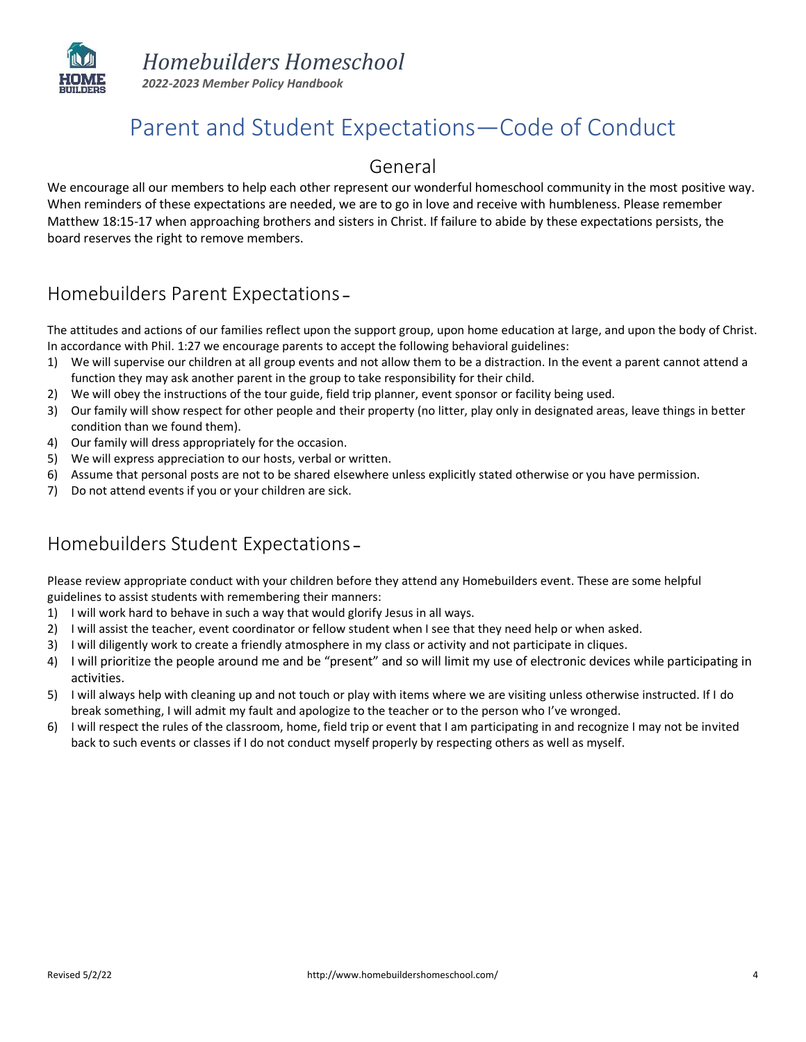# Parent and Student Expectations—Code of Conduct

## General

We encourage all our members to help each other represent our wonderful homeschool community in the most positive way. When reminders of these expectations are needed, we are to go in love and receive with humbleness. Please remember Matthew 18:15-17 when approaching brothers and sisters in Christ. If failure to abide by these expectations persists, the board reserves the right to remove members.

## Homebuilders Parent Expectations –

The attitudes and actions of our families reflect upon the support group, upon home education at large, and upon the body of Christ. In accordance with Phil. 1:27 we encourage parents to accept the following behavioral guidelines:

1) We will supervise our children at all group events and not allow them to be a distraction. In the event a parent cannot attend a function they may ask another parent in the group to take responsibility for their child.
2) We will obey the instructions of the tour guide, field trip planner, event sponsor or facility being used.
3) Our family will show respect for other people and their property (no litter, play only in designated areas, leave things in better condition than we found them).
4) Our family will dress appropriately for the occasion.
5) We will express appreciation to our hosts, verbal or written.
6) Assume that personal posts are not to be shared elsewhere unless explicitly stated otherwise or you have permission.
7) Do not attend events if you or your children are sick.

## Homebuilders Student Expectations –

Please review appropriate conduct with your children before they attend any Homebuilders event. These are some helpful guidelines to assist students with remembering their manners:

1) I will work hard to behave in such a way that would glorify Jesus in all ways.
2) I will assist the teacher, event coordinator or fellow student when I see that they need help or when asked.
3) I will diligently work to create a friendly atmosphere in my class or activity and not participate in cliques.
4) I will prioritize the people around me and be "present" and so will limit my use of electronic devices while participating in activities.
5) I will always help with cleaning up and not touch or play with items where we are visiting unless otherwise instructed. If I do break something, I will admit my fault and apologize to the teacher or to the person who I've wronged.
6) I will respect the rules of the classroom, home, field trip or event that I am participating in and recognize I may not be invited back to such events or classes if I do not conduct myself properly by respecting others as well as myself.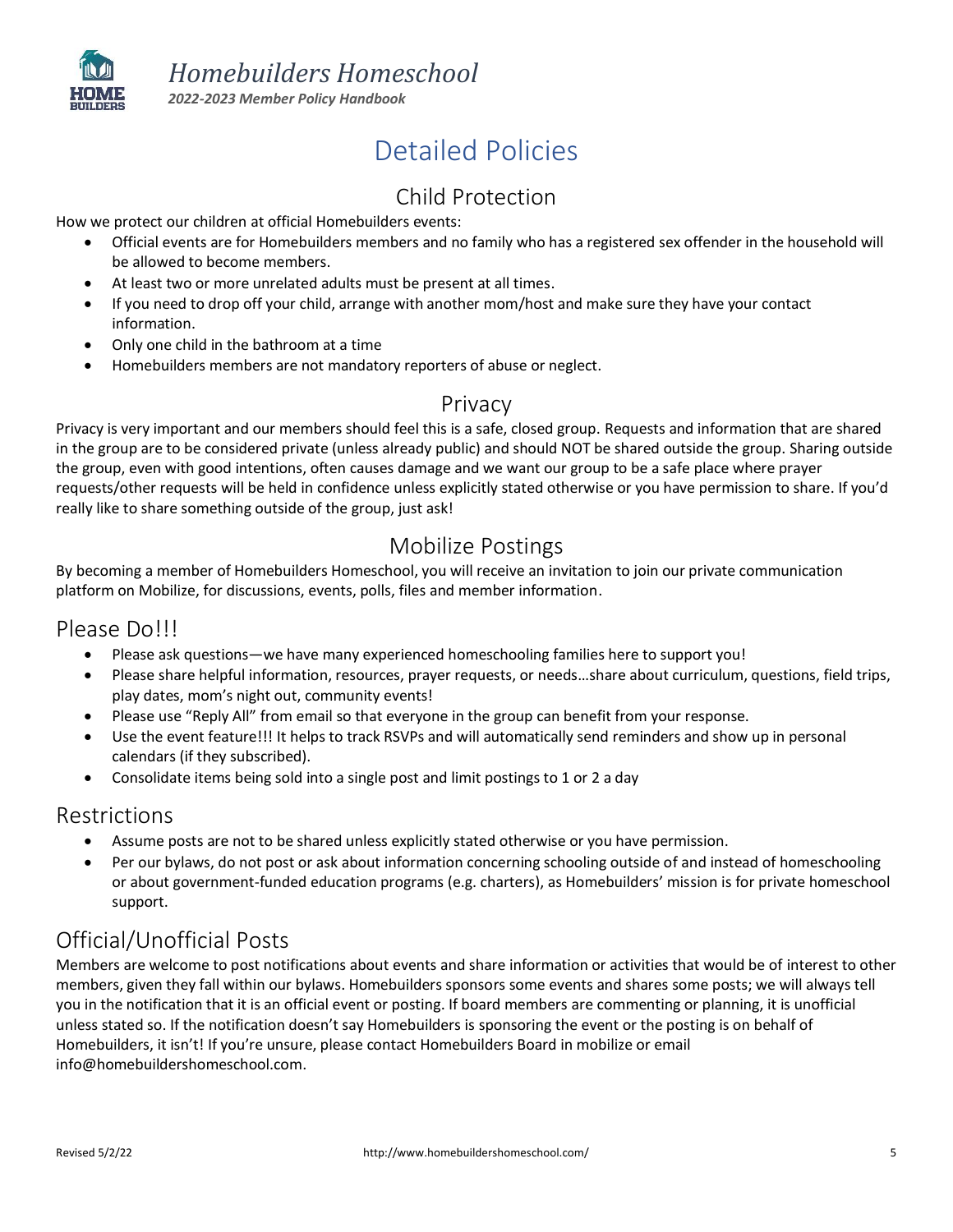# Detailed Policies

## Child Protection

How we protect our children at official Homebuilders events:

- Official events are for Homebuilders members and no family who has a registered sex offender in the household will be allowed to become members.
- At least two or more unrelated adults must be present at all times.
- If you need to drop off your child, arrange with another mom/host and make sure they have your contact information.
- Only one child in the bathroom at a time
- Homebuilders members are not mandatory reporters of abuse or neglect.

## Privacy

Privacy is very important and our members should feel this is a safe, closed group. Requests and information that are shared in the group are to be considered private (unless already public) and should NOT be shared outside the group. Sharing outside the group, even with good intentions, often causes damage and we want our group to be a safe place where prayer requests/other requests will be held in confidence unless explicitly stated otherwise or you have permission to share. If you'd really like to share something outside of the group, just ask!

## Mobilize Postings

By becoming a member of Homebuilders Homeschool, you will receive an invitation to join our private communication platform on Mobilize, for discussions, events, polls, files and member information.

### Please Do!!!

- Please ask questions—we have many experienced homeschooling families here to support you!
- Please share helpful information, resources, prayer requests, or needs…share about curriculum, questions, field trips, play dates, mom's night out, community events!
- Please use "Reply All" from email so that everyone in the group can benefit from your response.
- Use the event feature!!! It helps to track RSVPs and will automatically send reminders and show up in personal calendars (if they subscribed).
- Consolidate items being sold into a single post and limit postings to 1 or 2 a day

### Restrictions

- Assume posts are not to be shared unless explicitly stated otherwise or you have permission.
- Per our bylaws, do not post or ask about information concerning schooling outside of and instead of homeschooling or about government-funded education programs (e.g. charters), as Homebuilders' mission is for private homeschool support.

### Official/Unofficial Posts

Members are welcome to post notifications about events and share information or activities that would be of interest to other members, given they fall within our bylaws. Homebuilders sponsors some events and shares some posts; we will always tell you in the notification that it is an official event or posting. If board members are commenting or planning, it is unofficial unless stated so. If the notification doesn't say Homebuilders is sponsoring the event or the posting is on behalf of Homebuilders, it isn't! If you're unsure, please contact Homebuilders Board in mobilize or email info@homebuildershomeschool.com.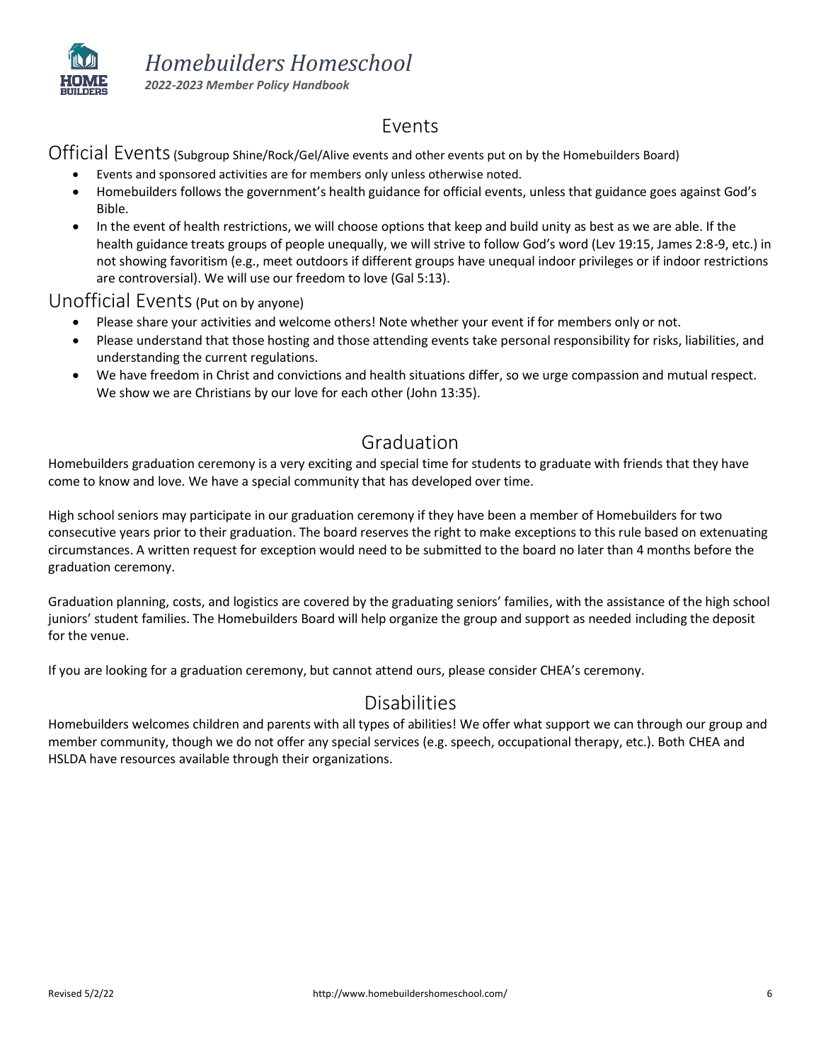# Events

## Official Events (Subgroup Shine/Rock/Gel/Alive events and other events put on by the Homebuilders Board)

- Events and sponsored activities are for members only unless otherwise noted.
- Homebuilders follows the government's health guidance for official events, unless that guidance goes against God's Bible.
- In the event of health restrictions, we will choose options that keep and build unity as best as we are able. If the health guidance treats groups of people unequally, we will strive to follow God's word (Lev 19:15, James 2:8-9, etc.) in not showing favoritism (e.g., meet outdoors if different groups have unequal indoor privileges or if indoor restrictions are controversial). We will use our freedom to love (Gal 5:13).

## Unofficial Events (Put on by anyone)

- Please share your activities and welcome others! Note whether your event if for members only or not.
- Please understand that those hosting and attending events take personal responsibility for risks, liabilities, and understanding the current regulations.
- We have freedom in Christ and convictions and health situations differ, so we urge compassion and mutual respect. We show we are Christians by our love for each other (John 13:35).

# Graduation

Homebuilders graduation ceremony is a very exciting and special time for students to graduate with friends that they have come to know and love. We have a special community that has developed over time.

High school seniors may participate in our graduation ceremony if they have been a member of Homebuilders for two consecutive years prior to their graduation. The board reserves the right to make exceptions to this rule based on extenuating circumstances. A written request for exception would need to be submitted to the board no later than 4 months before the graduation ceremony.

Graduation planning, costs, and logistics are covered by the graduating seniors' families, with the assistance of the high school juniors' student families. The Homebuilders Board will help organize the group and support as needed including the deposit for the venue.

If you are looking for a graduation ceremony, but cannot attend ours, please consider CHEA's ceremony.

# Disabilities

Homebuilders welcomes children and parents with all types of abilities! We offer what support we can through our group and member community, though we do not offer any special services (e.g. speech, occupational therapy, etc.). Both CHEA and HSLDA have resources available through their organizations.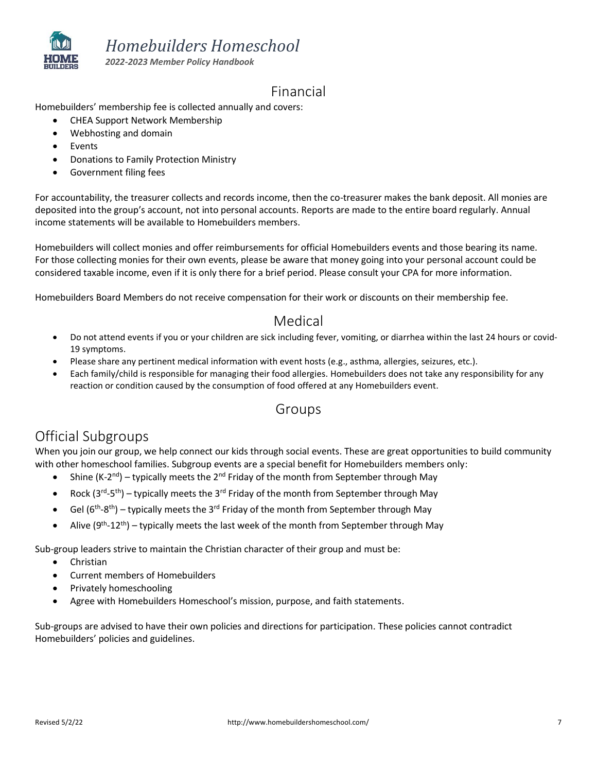## Financial

Homebuilders' membership fee is collected annually and covers:

- CHEA Support Network Membership
- Webhosting and domain
- Events
- Donations to Family Protection Ministry
- Government filing fees

For accountability, the treasurer collects and records income, then the co-treasurer makes the bank deposit. All monies are deposited into the group's account, not into personal accounts. Reports are made to the entire board regularly. Annual income statements will be available to Homebuilders members.

Homebuilders will collect monies and offer reimbursements for official Homebuilders events and those bearing its name. For those collecting monies for their own events, please be aware that money going into your personal account could be considered taxable income, even if it is only there for a brief period. Please consult your CPA for more information.

Homebuilders Board Members do not receive compensation for their work or discounts on their membership fee.

## Medical

- Do not attend events if you or your children are sick including fever, vomiting, or diarrhea within the last 24 hours or covid-19 symptoms.
- Please share any pertinent medical information with event hosts (e.g., asthma, allergies, seizures, etc.).
- Each family/child is responsible for managing their food allergies. Homebuilders does not take any responsibility for any reaction or condition caused by the consumption of food offered at any Homebuilders event.

## Groups

## Official Subgroups

When you join our group, we help connect our kids through social events. These are great opportunities to build community with other homeschool families. Subgroup events are a special benefit for Homebuilders members only:

- Shine (K-2nd) – typically meets the 2nd Friday of the month from September through May
- Rock (3rd-5th) – typically meets the 3rd Friday of the month from September through May
- Gel (6th-8th) – typically meets the 3rd Friday of the month from September through May
- Alive (9th-12th) – typically meets the last week of the month from September through May

Sub-group leaders strive to maintain the Christian character of their group and must be:

- Christian
- Current members of Homebuilders
- Privately homeschooling
- Agree with Homebuilders Homeschool's mission, purpose, and faith statements.

Sub-groups are advised to have their own policies and directions for participation. These policies cannot contradict Homebuilders' policies and guidelines.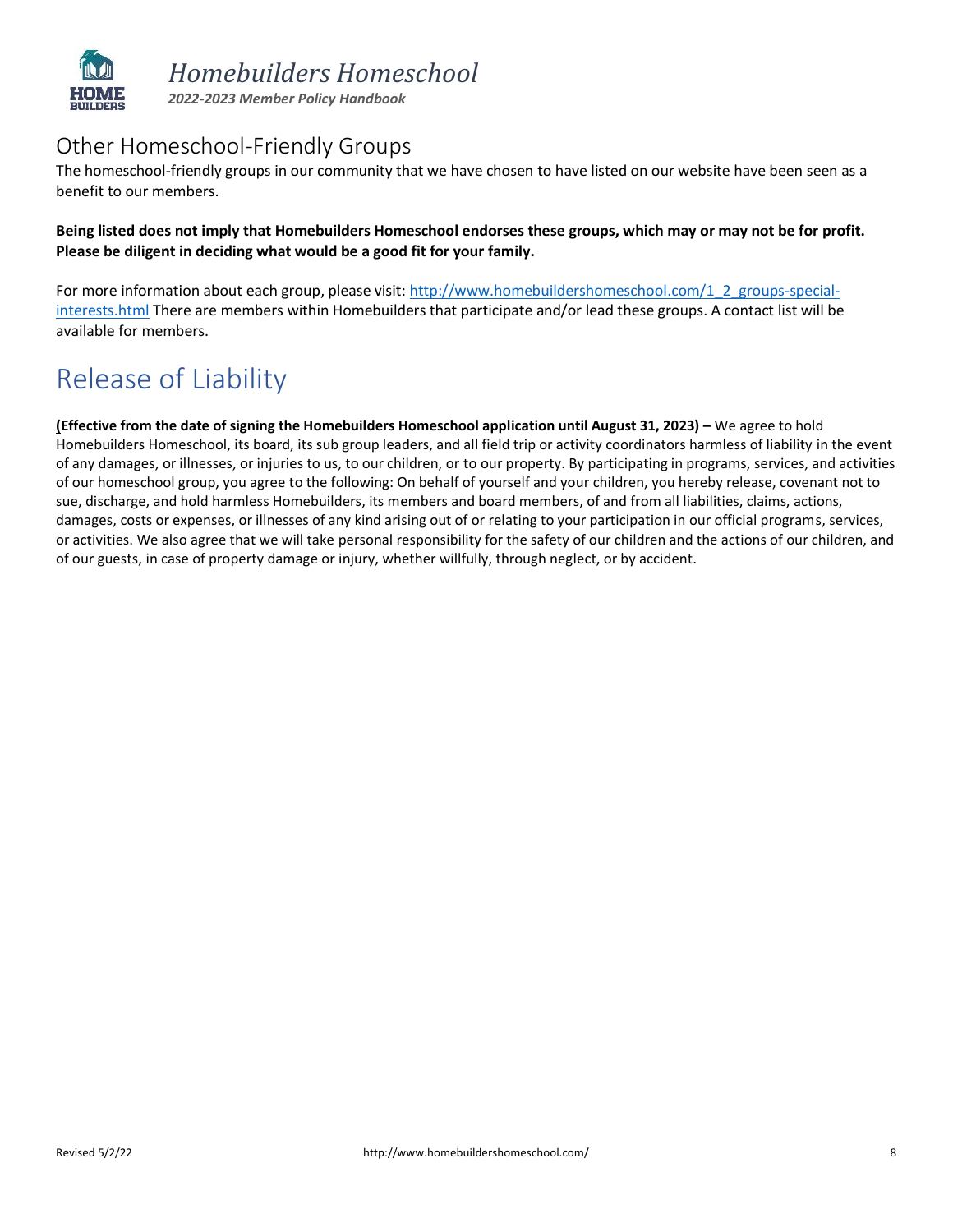## Other Homeschool-Friendly Groups

The homeschool-friendly groups in our community that we have chosen to have listed on our website have been seen as a benefit to our members.

**Being listed does not imply that Homebuilders Homeschool endorses these groups, which may or may not be for profit. Please be diligent in deciding what would be a good fit for your family.**

For more information about each group, please visit: [http://www.homebuildershomeschool.com/1_2_groups-special-interests.html](http://www.homebuildershomeschool.com/1_2_groups-special-interests.html) There are members within Homebuilders that participate and/or lead these groups. A contact list will be available for members.

# Release of Liability

**(Effective from the date of signing the Homebuilders Homeschool application until August 31, 2023) –** We agree to hold Homebuilders Homeschool, its board, its sub group leaders, and all field trip or activity coordinators harmless of liability in the event of any damages, or illnesses, or injuries to us, to our children, or to our property. By participating in programs, services, and activities of our homeschool group, you agree to the following: On behalf of yourself and your children, you hereby release, covenant not to sue, discharge, and hold harmless Homebuilders, its members and board members, of and from all liabilities, claims, actions, damages, costs or expenses, or illnesses of any kind arising out of or relating to your participation in our official programs, services, or activities. We also agree that we will take personal responsibility for the safety of our children and the actions of our children, and of our guests, in case of property damage or injury, whether willfully, through neglect, or by accident.